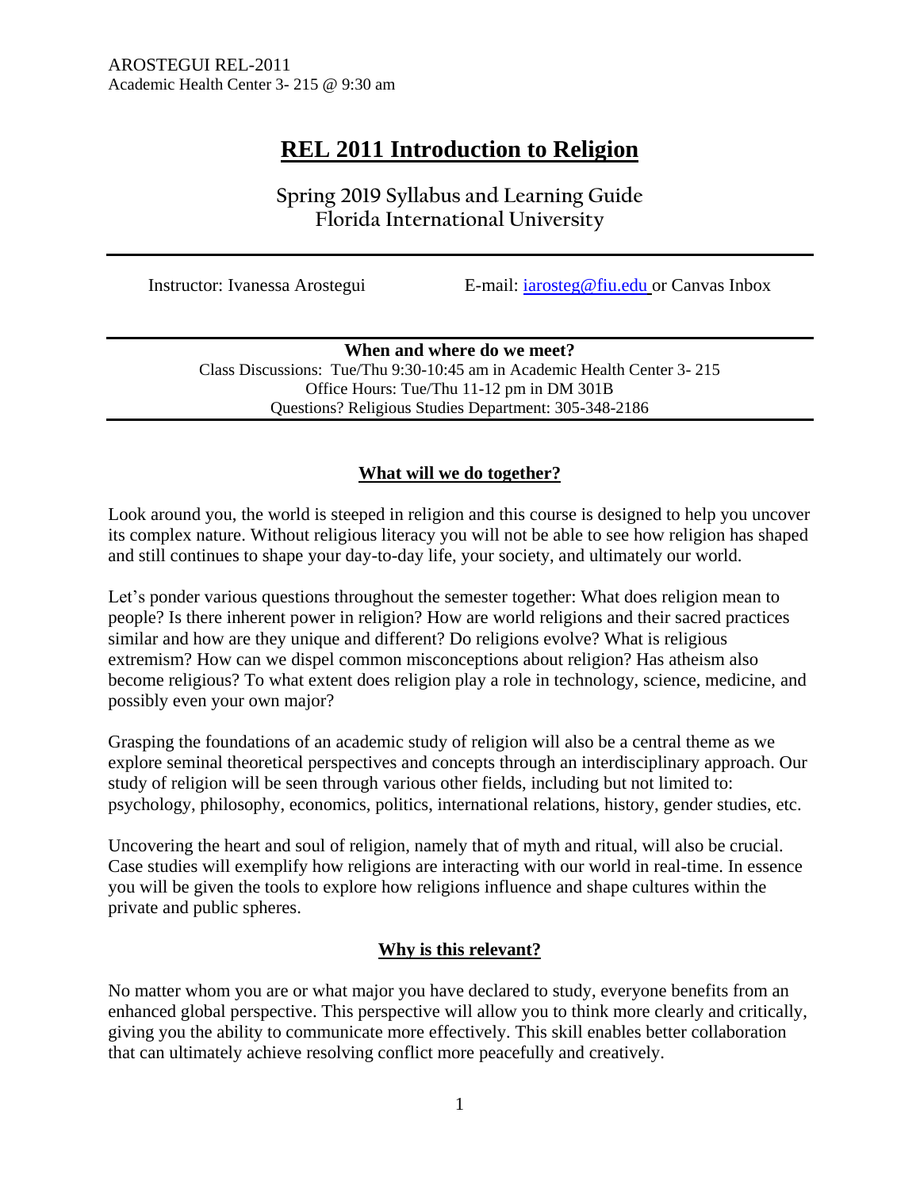AROSTEGUI REL-2011
Academic Health Center 3- 215 @ 9:30 am

# REL 2011 Introduction to Religion

## Spring 2019 Syllabus and Learning Guide
## Florida International University

Instructor: Ivanessa Arostegui E-mail: iarosteg@fiu.edu or Canvas Inbox

**When and where do we meet?**
Class Discussions: Tue/Thu 9:30-10:45 am in Academic Health Center 3- 215
Office Hours: Tue/Thu 11-12 pm in DM 301B
Questions? Religious Studies Department: 305-348-2186

### What will we do together?

Look around you, the world is steeped in religion and this course is designed to help you uncover its complex nature. Without religious literacy you will not be able to see how religion has shaped and still continues to shape your day-to-day life, your society, and ultimately our world.

Let's ponder various questions throughout the semester together: What does religion mean to people? Is there inherent power in religion? How are world religions and their sacred practices similar and how are they unique and different? Do religions evolve? What is religious extremism? How can we dispel common misconceptions about religion? Has atheism also become religious? To what extent does religion play a role in technology, science, medicine, and possibly even your own major?

Grasping the foundations of an academic study of religion will also be a central theme as we explore seminal theoretical perspectives and concepts through an interdisciplinary approach. Our study of religion will be seen through various other fields, including but not limited to: psychology, philosophy, economics, politics, international relations, history, gender studies, etc.

Uncovering the heart and soul of religion, namely that of myth and ritual, will also be crucial. Case studies will exemplify how religions are interacting with our world in real-time. In essence you will be given the tools to explore how religions influence and shape cultures within the private and public spheres.

### Why is this relevant?

No matter whom you are or what major you have declared to study, everyone benefits from an enhanced global perspective. This perspective will allow you to think more clearly and critically, giving you the ability to communicate more effectively. This skill enables better collaboration that can ultimately achieve resolving conflict more peacefully and creatively.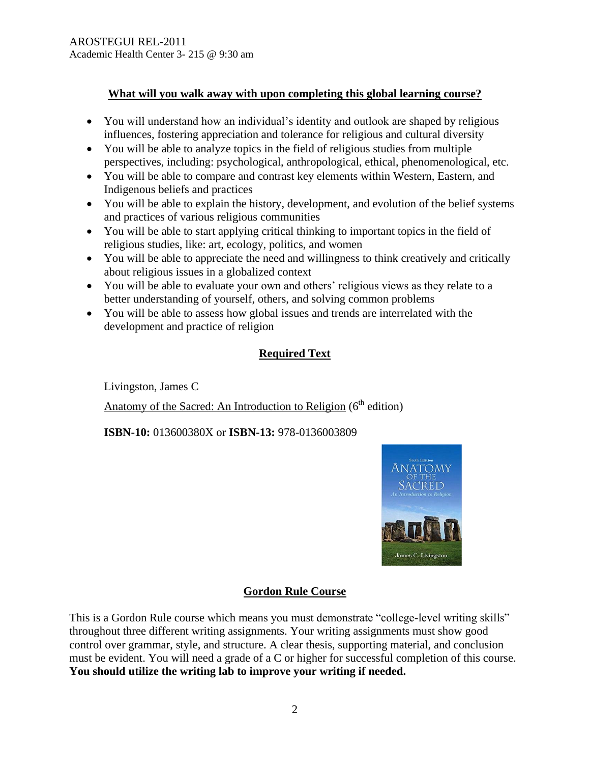## What will you walk away with upon completing this global learning course?

- You will understand how an individual's identity and outlook are shaped by religious influences, fostering appreciation and tolerance for religious and cultural diversity
- You will be able to analyze topics in the field of religious studies from multiple perspectives, including: psychological, anthropological, ethical, phenomenological, etc.
- You will be able to compare and contrast key elements within Western, Eastern, and Indigenous beliefs and practices
- You will be able to explain the history, development, and evolution of the belief systems and practices of various religious communities
- You will be able to start applying critical thinking to important topics in the field of religious studies, like: art, ecology, politics, and women
- You will be able to appreciate the need and willingness to think creatively and critically about religious issues in a globalized context
- You will be able to evaluate your own and others' religious views as they relate to a better understanding of yourself, others, and solving common problems
- You will be able to assess how global issues and trends are interrelated with the development and practice of religion

## Required Text

Livingston, James C

Anatomy of the Sacred: An Introduction to Religion (6th edition)

**ISBN-10:** 013600380X or **ISBN-13:** 978-0136003809

## Gordon Rule Course

This is a Gordon Rule course which means you must demonstrate "college-level writing skills" throughout three different writing assignments. Your writing assignments must show good control over grammar, style, and structure. A clear thesis, supporting material, and conclusion must be evident. You will need a grade of a C or higher for successful completion of this course. **You should utilize the writing lab to improve your writing if needed.**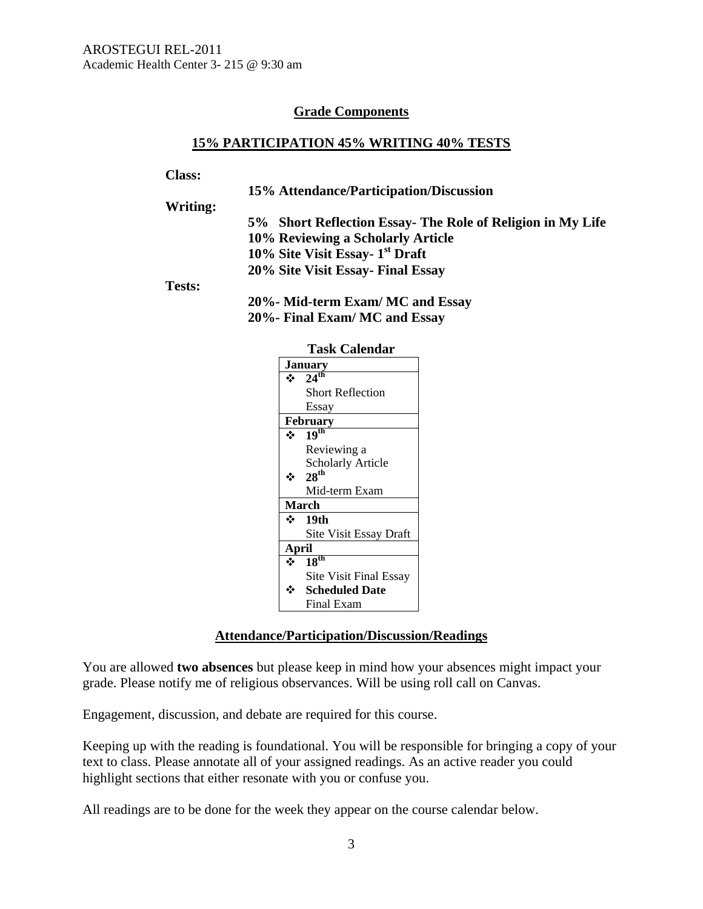## Grade Components

### 15% PARTICIPATION 45% WRITING 40% TESTS

**Class:**

**15% Attendance/Participation/Discussion**

**Writing:**

**5% Short Reflection Essay- The Role of Religion in My Life**
**10% Reviewing a Scholarly Article**
**10% Site Visit Essay- 1st Draft**
**20% Site Visit Essay- Final Essay**

**Tests:**

**20%- Mid-term Exam/ MC and Essay**
**20%- Final Exam/ MC and Essay**

### Task Calendar

| **January** |
|---|
| ❖ **24th** Short Reflection Essay |
| **February** |
| ❖ **19th** Reviewing a Scholarly Article |
| ❖ **28th** Mid-term Exam |
| **March** |
| ❖ **19th** Site Visit Essay Draft |
| **April** |
| ❖ **18th** Site Visit Final Essay |
| ❖ **Scheduled Date** Final Exam |

## Attendance/Participation/Discussion/Readings

You are allowed **two absences** but please keep in mind how your absences might impact your grade. Please notify me of religious observances. Will be using roll call on Canvas.

Engagement, discussion, and debate are required for this course.

Keeping up with the reading is foundational. You will be responsible for bringing a copy of your text to class. Please annotate all of your assigned readings. As an active reader you could highlight sections that either resonate with you or confuse you.

All readings are to be done for the week they appear on the course calendar below.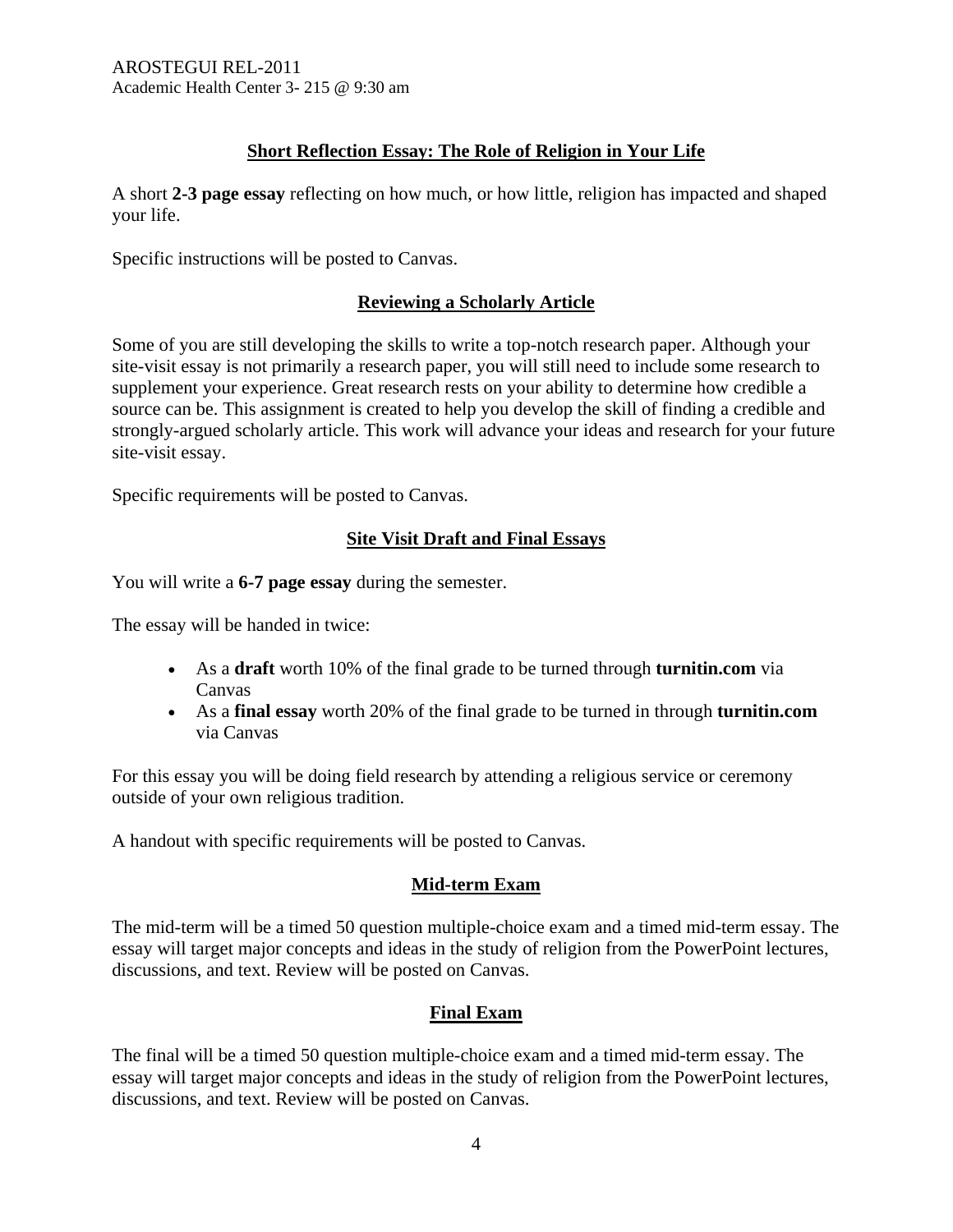## Short Reflection Essay: The Role of Religion in Your Life

A short **2-3 page essay** reflecting on how much, or how little, religion has impacted and shaped your life.

Specific instructions will be posted to Canvas.

## Reviewing a Scholarly Article

Some of you are still developing the skills to write a top-notch research paper. Although your site-visit essay is not primarily a research paper, you will still need to include some research to supplement your experience. Great research rests on your ability to determine how credible a source can be. This assignment is created to help you develop the skill of finding a credible and strongly-argued scholarly article. This work will advance your ideas and research for your future site-visit essay.

Specific requirements will be posted to Canvas.

## Site Visit Draft and Final Essays

You will write a **6-7 page essay** during the semester.

The essay will be handed in twice:

- As a **draft** worth 10% of the final grade to be turned through **turnitin.com** via Canvas
- As a **final essay** worth 20% of the final grade to be turned in through **turnitin.com** via Canvas

For this essay you will be doing field research by attending a religious service or ceremony outside of your own religious tradition.

A handout with specific requirements will be posted to Canvas.

## Mid-term Exam

The mid-term will be a timed 50 question multiple-choice exam and a timed mid-term essay. The essay will target major concepts and ideas in the study of religion from the PowerPoint lectures, discussions, and text. Review will be posted on Canvas.

## Final Exam

The final will be a timed 50 question multiple-choice exam and a timed mid-term essay. The essay will target major concepts and ideas in the study of religion from the PowerPoint lectures, discussions, and text. Review will be posted on Canvas.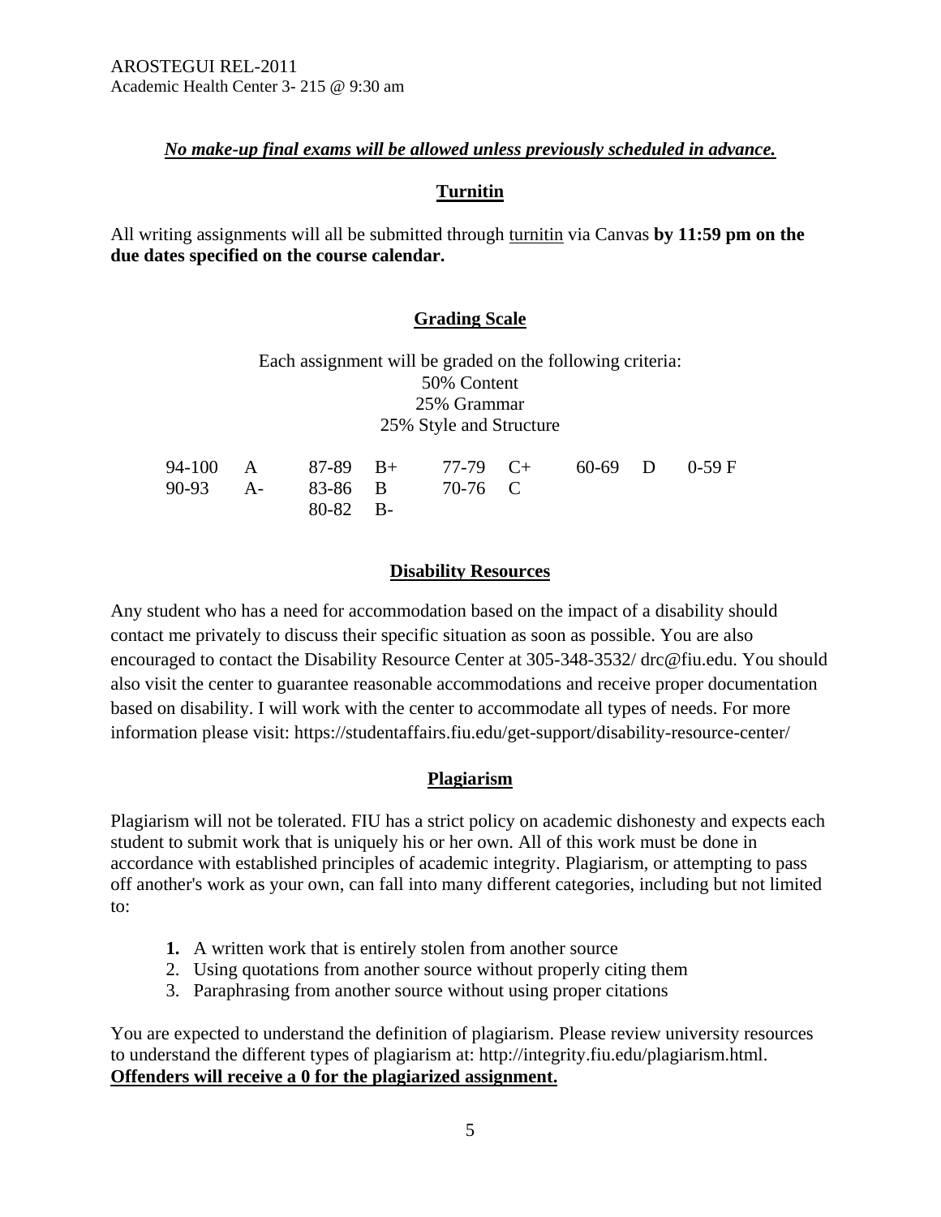***No make-up final exams will be allowed unless previously scheduled in advance.***

## Turnitin

All writing assignments will all be submitted through turnitin via Canvas **by 11:59 pm on the due dates specified on the course calendar.**

## Grading Scale

Each assignment will be graded on the following criteria:
50% Content
25% Grammar
25% Style and Structure

| | | | | | | | | | |
|---|---|---|---|---|---|---|---|---|---|
| 94-100 | A | 87-89 | B+ | 77-79 | C+ | 60-69 | D | 0-59 | F |
| 90-93 | A- | 83-86 | B | 70-76 | C | | | | |
| | | 80-82 | B- | | | | | | |

## Disability Resources

Any student who has a need for accommodation based on the impact of a disability should contact me privately to discuss their specific situation as soon as possible. You are also encouraged to contact the Disability Resource Center at 305-348-3532/ drc@fiu.edu. You should also visit the center to guarantee reasonable accommodations and receive proper documentation based on disability. I will work with the center to accommodate all types of needs. For more information please visit: https://studentaffairs.fiu.edu/get-support/disability-resource-center/

## Plagiarism

Plagiarism will not be tolerated. FIU has a strict policy on academic dishonesty and expects each student to submit work that is uniquely his or her own. All of this work must be done in accordance with established principles of academic integrity. Plagiarism, or attempting to pass off another's work as your own, can fall into many different categories, including but not limited to:

1. A written work that is entirely stolen from another source
2. Using quotations from another source without properly citing them
3. Paraphrasing from another source without using proper citations

You are expected to understand the definition of plagiarism. Please review university resources to understand the different types of plagiarism at: http://integrity.fiu.edu/plagiarism.html.
**Offenders will receive a 0 for the plagiarized assignment.**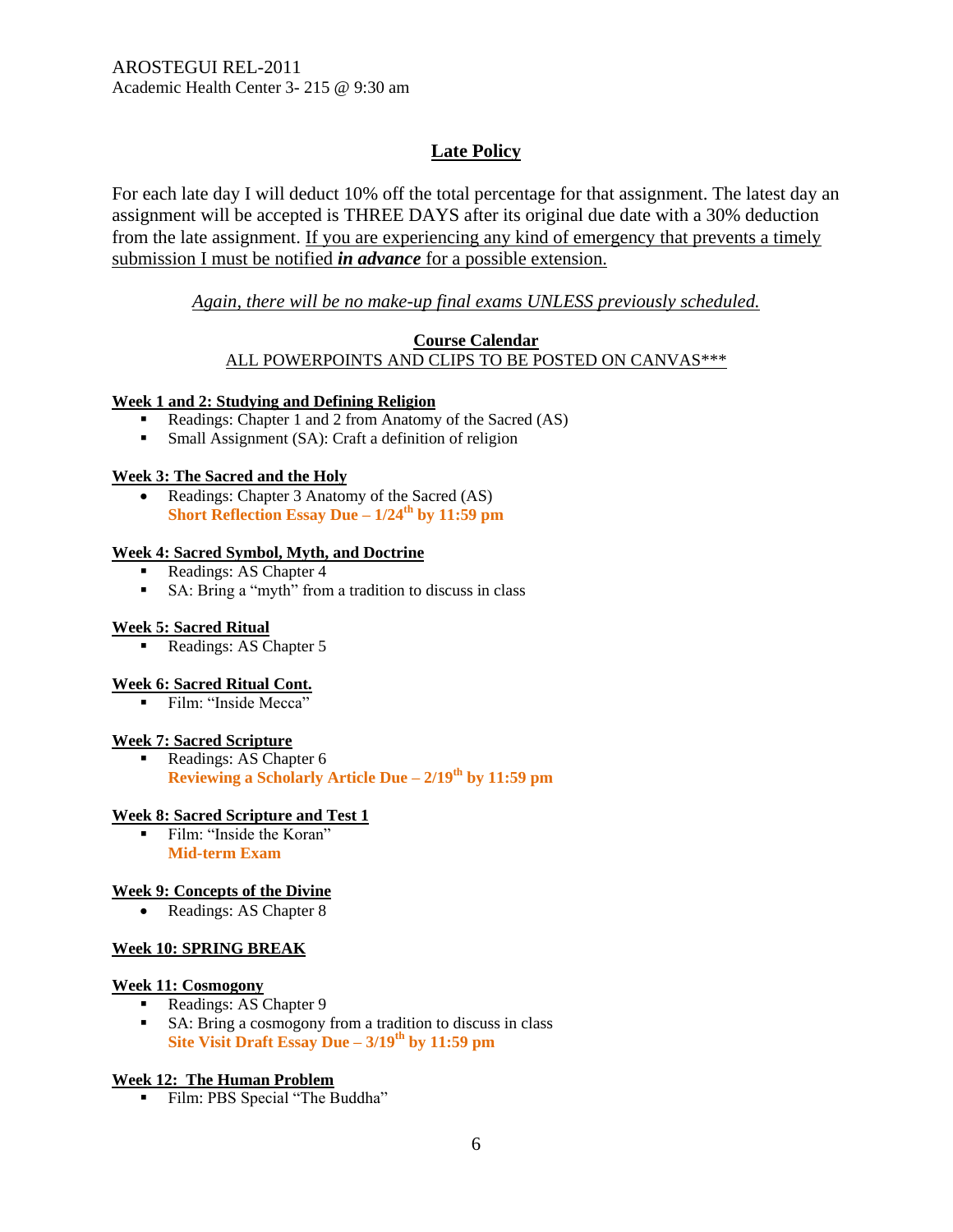## Late Policy

For each late day I will deduct 10% off the total percentage for that assignment. The latest day an assignment will be accepted is THREE DAYS after its original due date with a 30% deduction from the late assignment. If you are experiencing any kind of emergency that prevents a timely submission I must be notified ***in advance*** for a possible extension.

*Again, there will be no make-up final exams UNLESS previously scheduled.*

**Course Calendar**

ALL POWERPOINTS AND CLIPS TO BE POSTED ON CANVAS***

**Week 1 and 2: Studying and Defining Religion**

- Readings: Chapter 1 and 2 from Anatomy of the Sacred (AS)
- Small Assignment (SA): Craft a definition of religion

**Week 3: The Sacred and the Holy**

- Readings: Chapter 3 Anatomy of the Sacred (AS)
  **Short Reflection Essay Due – 1/24th by 11:59 pm**

**Week 4: Sacred Symbol, Myth, and Doctrine**

- Readings: AS Chapter 4
- SA: Bring a "myth" from a tradition to discuss in class

**Week 5: Sacred Ritual**

- Readings: AS Chapter 5

**Week 6: Sacred Ritual Cont.**

- Film: "Inside Mecca"

**Week 7: Sacred Scripture**

- Readings: AS Chapter 6
  **Reviewing a Scholarly Article Due – 2/19th by 11:59 pm**

**Week 8: Sacred Scripture and Test 1**

- Film: "Inside the Koran"
  **Mid-term Exam**

**Week 9: Concepts of the Divine**

- Readings: AS Chapter 8

**Week 10: SPRING BREAK**

**Week 11: Cosmogony**

- Readings: AS Chapter 9
- SA: Bring a cosmogony from a tradition to discuss in class
  **Site Visit Draft Essay Due – 3/19th by 11:59 pm**

**Week 12: The Human Problem**

- Film: PBS Special "The Buddha"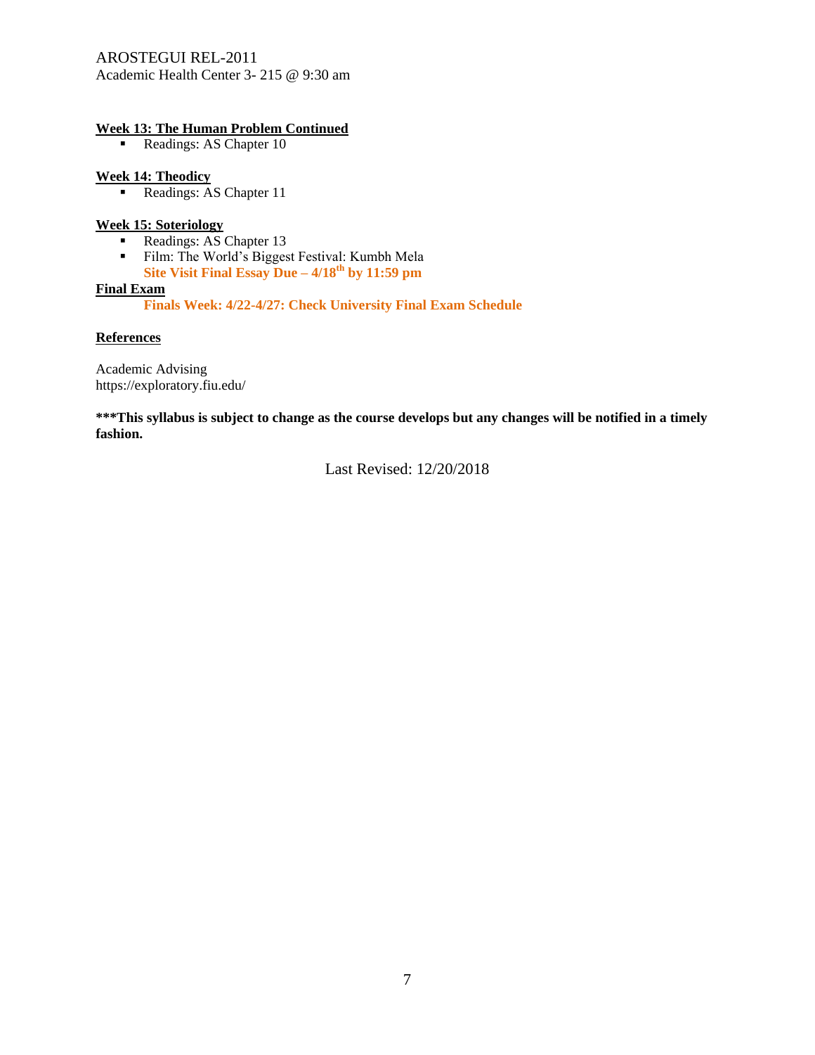#### **Week 13: The Human Problem Continued**

- Readings: AS Chapter 10

#### **Week 14: Theodicy**

- Readings: AS Chapter 11

#### **Week 15: Soteriology**

- Readings: AS Chapter 13
- Film: The World's Biggest Festival: Kumbh Mela

  **Site Visit Final Essay Due – 4/18th by 11:59 pm**

#### **Final Exam**

**Finals Week: 4/22-4/27: Check University Final Exam Schedule**

#### **References**

Academic Advising
https://exploratory.fiu.edu/

**\*\*\*This syllabus is subject to change as the course develops but any changes will be notified in a timely fashion.**

Last Revised: 12/20/2018